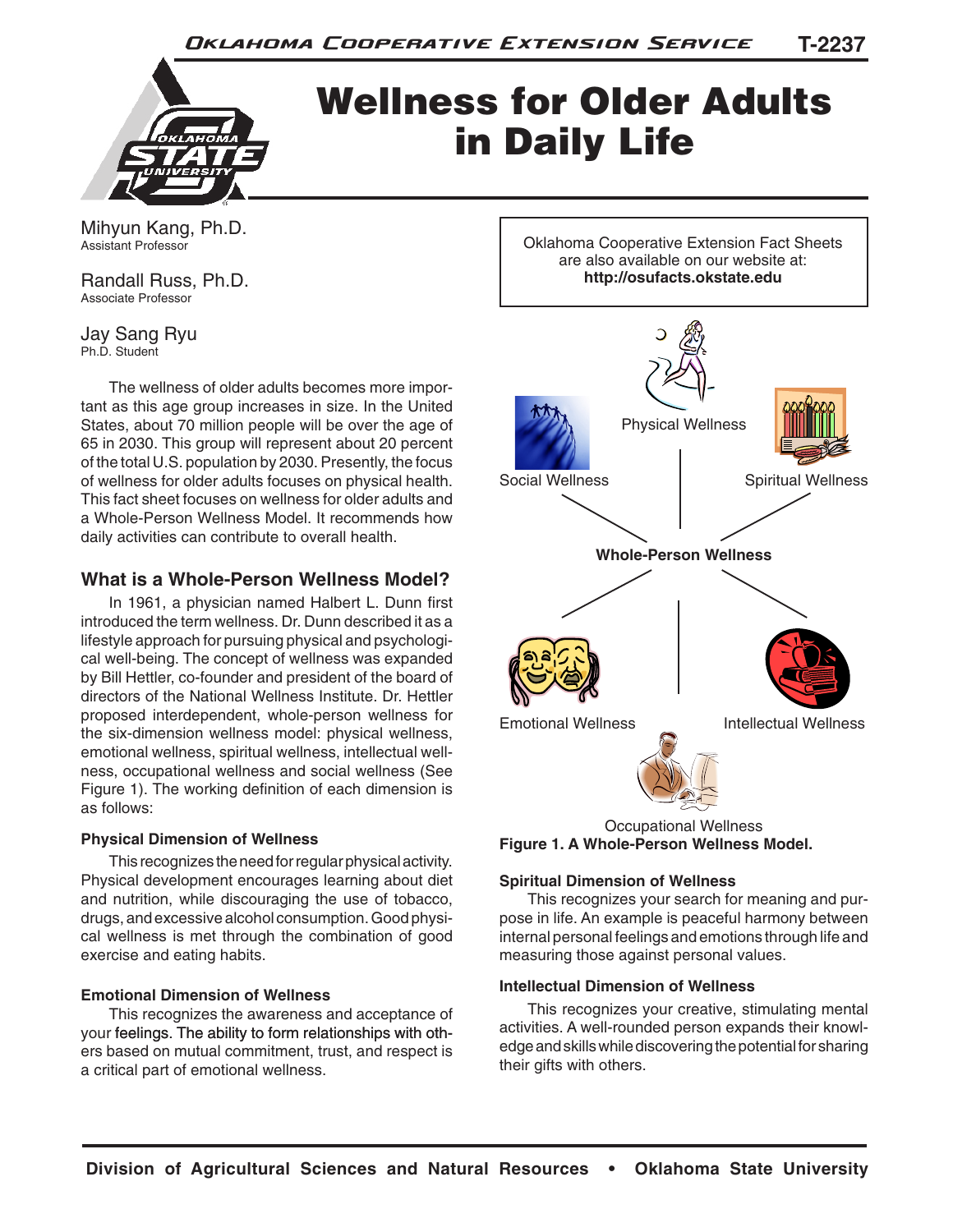# Wellness for Older Adults in Daily Life

Mihyun Kang, Ph.D.
Assistant Professor

Randall Russ, Ph.D.
Associate Professor

Jay Sang Ryu
Ph.D. Student

Oklahoma Cooperative Extension Fact Sheets are also available on our website at: **http://osufacts.okstate.edu**

The wellness of older adults becomes more important as this age group increases in size. In the United States, about 70 million people will be over the age of 65 in 2030. This group will represent about 20 percent of the total U.S. population by 2030. Presently, the focus of wellness for older adults focuses on physical health. This fact sheet focuses on wellness for older adults and a Whole-Person Wellness Model. It recommends how daily activities can contribute to overall health.

## What is a Whole-Person Wellness Model?

In 1961, a physician named Halbert L. Dunn first introduced the term wellness. Dr. Dunn described it as a lifestyle approach for pursuing physical and psychological well-being. The concept of wellness was expanded by Bill Hettler, co-founder and president of the board of directors of the National Wellness Institute. Dr. Hettler proposed interdependent, whole-person wellness for the six-dimension wellness model: physical wellness, emotional wellness, spiritual wellness, intellectual wellness, occupational wellness and social wellness (See Figure 1). The working definition of each dimension is as follows:

Physical Wellness

Social Wellness

Spiritual Wellness

**Whole-Person Wellness**

Emotional Wellness

Intellectual Wellness

Occupational Wellness

**Figure 1. A Whole-Person Wellness Model.**

### Physical Dimension of Wellness

This recognizes the need for regular physical activity. Physical development encourages learning about diet and nutrition, while discouraging the use of tobacco, drugs, and excessive alcohol consumption. Good physical wellness is met through the combination of good exercise and eating habits.

### Emotional Dimension of Wellness

This recognizes the awareness and acceptance of your feelings. The ability to form relationships with others based on mutual commitment, trust, and respect is a critical part of emotional wellness.

### Spiritual Dimension of Wellness

This recognizes your search for meaning and purpose in life. An example is peaceful harmony between internal personal feelings and emotions through life and measuring those against personal values.

### Intellectual Dimension of Wellness

This recognizes your creative, stimulating mental activities. A well-rounded person expands their knowledge and skills while discovering the potential for sharing their gifts with others.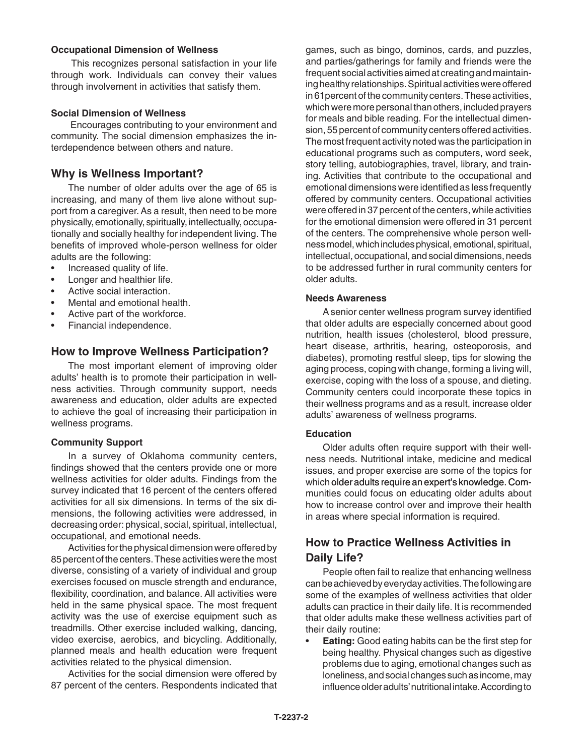#### Occupational Dimension of Wellness

This recognizes personal satisfaction in your life through work. Individuals can convey their values through involvement in activities that satisfy them.

#### Social Dimension of Wellness

Encourages contributing to your environment and community. The social dimension emphasizes the interdependence between others and nature.

## Why is Wellness Important?

The number of older adults over the age of 65 is increasing, and many of them live alone without support from a caregiver. As a result, then need to be more physically, emotionally, spiritually, intellectually, occupationally and socially healthy for independent living. The benefits of improved whole-person wellness for older adults are the following:

- Increased quality of life.
- Longer and healthier life.
- Active social interaction.
- Mental and emotional health.
- Active part of the workforce.
- Financial independence.

## How to Improve Wellness Participation?

The most important element of improving older adults' health is to promote their participation in wellness activities. Through community support, needs awareness and education, older adults are expected to achieve the goal of increasing their participation in wellness programs.

#### Community Support

In a survey of Oklahoma community centers, findings showed that the centers provide one or more wellness activities for older adults. Findings from the survey indicated that 16 percent of the centers offered activities for all six dimensions. In terms of the six dimensions, the following activities were addressed, in decreasing order: physical, social, spiritual, intellectual, occupational, and emotional needs.

Activities for the physical dimension were offered by 85 percent of the centers. These activities were the most diverse, consisting of a variety of individual and group exercises focused on muscle strength and endurance, flexibility, coordination, and balance. All activities were held in the same physical space. The most frequent activity was the use of exercise equipment such as treadmills. Other exercise included walking, dancing, video exercise, aerobics, and bicycling. Additionally, planned meals and health education were frequent activities related to the physical dimension.

Activities for the social dimension were offered by 87 percent of the centers. Respondents indicated that games, such as bingo, dominos, cards, and puzzles, and parties/gatherings for family and friends were the frequent social activities aimed at creating and maintaining healthy relationships. Spiritual activities were offered in 61 percent of the community centers. These activities, which were more personal than others, included prayers for meals and bible reading. For the intellectual dimension, 55 percent of community centers offered activities. The most frequent activity noted was the participation in educational programs such as computers, word seek, story telling, autobiographies, travel, library, and training. Activities that contribute to the occupational and emotional dimensions were identified as less frequently offered by community centers. Occupational activities were offered in 37 percent of the centers, while activities for the emotional dimension were offered in 31 percent of the centers. The comprehensive whole person wellness model, which includes physical, emotional, spiritual, intellectual, occupational, and social dimensions, needs to be addressed further in rural community centers for older adults.

#### Needs Awareness

A senior center wellness program survey identified that older adults are especially concerned about good nutrition, health issues (cholesterol, blood pressure, heart disease, arthritis, hearing, osteoporosis, and diabetes), promoting restful sleep, tips for slowing the aging process, coping with change, forming a living will, exercise, coping with the loss of a spouse, and dieting. Community centers could incorporate these topics in their wellness programs and as a result, increase older adults' awareness of wellness programs.

#### Education

Older adults often require support with their wellness needs. Nutritional intake, medicine and medical issues, and proper exercise are some of the topics for which older adults require an expert's knowledge. Communities could focus on educating older adults about how to increase control over and improve their health in areas where special information is required.

## How to Practice Wellness Activities in Daily Life?

People often fail to realize that enhancing wellness can be achieved by everyday activities. The following are some of the examples of wellness activities that older adults can practice in their daily life. It is recommended that older adults make these wellness activities part of their daily routine:

- **Eating:** Good eating habits can be the first step for being healthy. Physical changes such as digestive problems due to aging, emotional changes such as loneliness, and social changes such as income, may influence older adults' nutritional intake. According to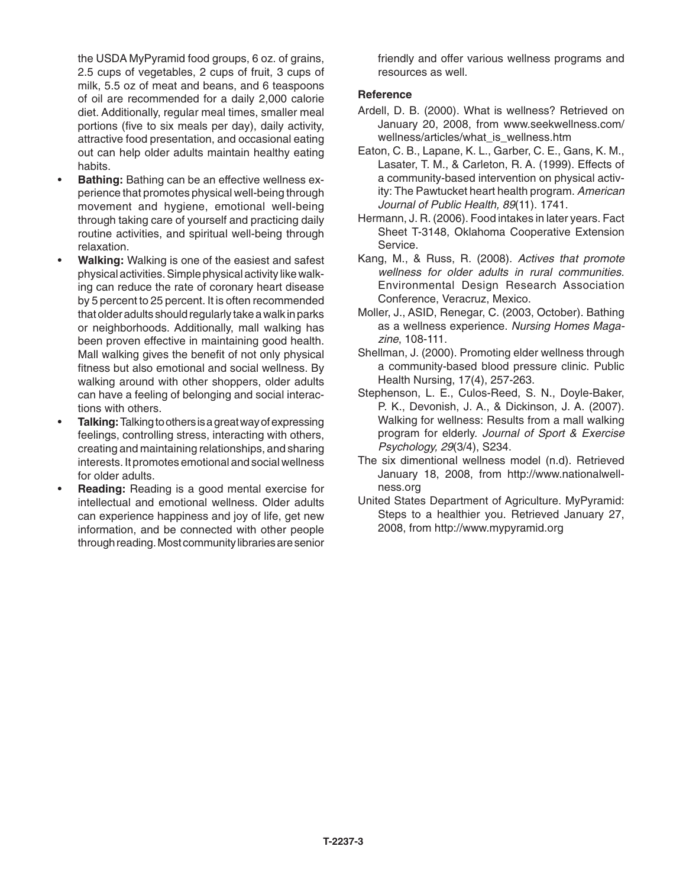the USDA MyPyramid food groups, 6 oz. of grains, 2.5 cups of vegetables, 2 cups of fruit, 3 cups of milk, 5.5 oz of meat and beans, and 6 teaspoons of oil are recommended for a daily 2,000 calorie diet. Additionally, regular meal times, smaller meal portions (five to six meals per day), daily activity, attractive food presentation, and occasional eating out can help older adults maintain healthy eating habits.

- **Bathing:** Bathing can be an effective wellness experience that promotes physical well-being through movement and hygiene, emotional well-being through taking care of yourself and practicing daily routine activities, and spiritual well-being through relaxation.
- **Walking:** Walking is one of the easiest and safest physical activities. Simple physical activity like walking can reduce the rate of coronary heart disease by 5 percent to 25 percent. It is often recommended that older adults should regularly take a walk in parks or neighborhoods. Additionally, mall walking has been proven effective in maintaining good health. Mall walking gives the benefit of not only physical fitness but also emotional and social wellness. By walking around with other shoppers, older adults can have a feeling of belonging and social interactions with others.
- **Talking:** Talking to others is a great way of expressing feelings, controlling stress, interacting with others, creating and maintaining relationships, and sharing interests. It promotes emotional and social wellness for older adults.
- **Reading:** Reading is a good mental exercise for intellectual and emotional wellness. Older adults can experience happiness and joy of life, get new information, and be connected with other people through reading. Most community libraries are senior friendly and offer various wellness programs and resources as well.

### Reference

Ardell, D. B. (2000). What is wellness? Retrieved on January 20, 2008, from www.seekwellness.com/wellness/articles/what_is_wellness.htm

Eaton, C. B., Lapane, K. L., Garber, C. E., Gans, K. M., Lasater, T. M., & Carleton, R. A. (1999). Effects of a community-based intervention on physical activity: The Pawtucket heart health program. *American Journal of Public Health, 89*(11). 1741.

Hermann, J. R. (2006). Food intakes in later years. Fact Sheet T-3148, Oklahoma Cooperative Extension Service.

Kang, M., & Russ, R. (2008). *Actives that promote wellness for older adults in rural communities.* Environmental Design Research Association Conference, Veracruz, Mexico.

Moller, J., ASID, Renegar, C. (2003, October). Bathing as a wellness experience. *Nursing Homes Magazine*, 108-111.

Shellman, J. (2000). Promoting elder wellness through a community-based blood pressure clinic. Public Health Nursing, 17(4), 257-263.

Stephenson, L. E., Culos-Reed, S. N., Doyle-Baker, P. K., Devonish, J. A., & Dickinson, J. A. (2007). Walking for wellness: Results from a mall walking program for elderly. *Journal of Sport & Exercise Psychology, 29*(3/4), S234.

The six dimentional wellness model (n.d). Retrieved January 18, 2008, from http://www.nationalwellness.org

United States Department of Agriculture. MyPyramid: Steps to a healthier you. Retrieved January 27, 2008, from http://www.mypyramid.org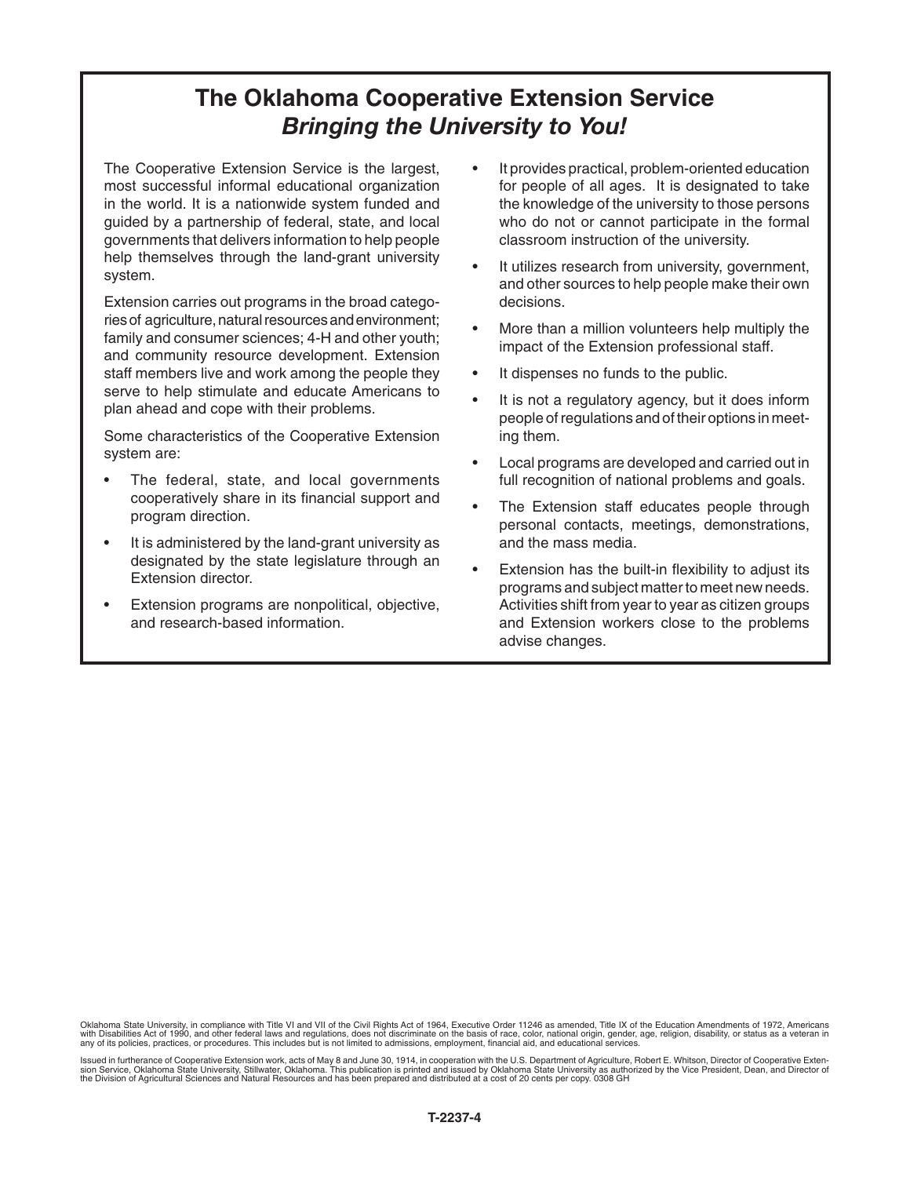# The Oklahoma Cooperative Extension Service

## *Bringing the University to You!*

The Cooperative Extension Service is the largest, most successful informal educational organization in the world. It is a nationwide system funded and guided by a partnership of federal, state, and local governments that delivers information to help people help themselves through the land-grant university system.

Extension carries out programs in the broad categories of agriculture, natural resources and environment; family and consumer sciences; 4-H and other youth; and community resource development. Extension staff members live and work among the people they serve to help stimulate and educate Americans to plan ahead and cope with their problems.

Some characteristics of the Cooperative Extension system are:

- The federal, state, and local governments cooperatively share in its financial support and program direction.
- It is administered by the land-grant university as designated by the state legislature through an Extension director.
- Extension programs are nonpolitical, objective, and research-based information.
- It provides practical, problem-oriented education for people of all ages. It is designated to take the knowledge of the university to those persons who do not or cannot participate in the formal classroom instruction of the university.
- It utilizes research from university, government, and other sources to help people make their own decisions.
- More than a million volunteers help multiply the impact of the Extension professional staff.
- It dispenses no funds to the public.
- It is not a regulatory agency, but it does inform people of regulations and of their options in meeting them.
- Local programs are developed and carried out in full recognition of national problems and goals.
- The Extension staff educates people through personal contacts, meetings, demonstrations, and the mass media.
- Extension has the built-in flexibility to adjust its programs and subject matter to meet new needs. Activities shift from year to year as citizen groups and Extension workers close to the problems advise changes.

Oklahoma State University, in compliance with Title VI and VII of the Civil Rights Act of 1964, Executive Order 11246 as amended, Title IX of the Education Amendments of 1972, Americans with Disabilities Act of 1990, and other federal laws and regulations, does not discriminate on the basis of race, color, national origin, gender, age, religion, disability, or status as a veteran in any of its policies, practices, or procedures. This includes but is not limited to admissions, employment, financial aid, and educational services.

Issued in furtherance of Cooperative Extension work, acts of May 8 and June 30, 1914, in cooperation with the U.S. Department of Agriculture, Robert E. Whitson, Director of Cooperative Extension Service, Oklahoma State University, Stillwater, Oklahoma. This publication is printed and issued by Oklahoma State University as authorized by the Vice President, Dean, and Director of the Division of Agricultural Sciences and Natural Resources and has been prepared and distributed at a cost of 20 cents per copy. 0308 GH

T-2237-4